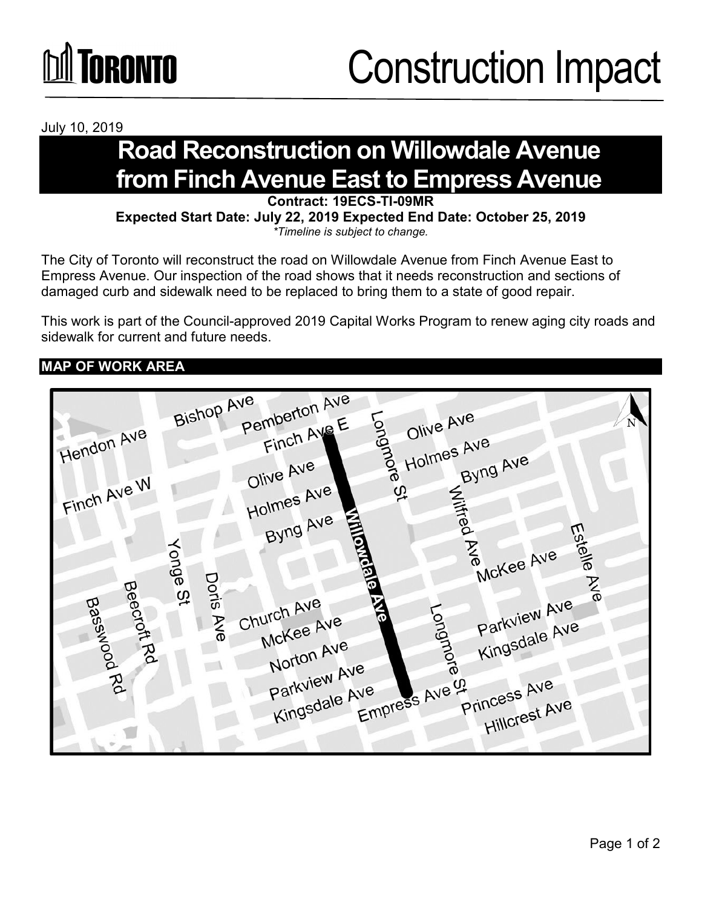# Construction Impact

July 10, 2019

# Road Reconstruction on Willowdale Avenue from Finch Avenue East to Empress Avenue

**Contract: 19ECS-TI-09MR**

**Expected Start Date: July 22, 2019 Expected End Date: October 25, 2019**

*\*Timeline is subject to change.*

The City of Toronto will reconstruct the road on Willowdale Avenue from Finch Avenue East to Empress Avenue. Our inspection of the road shows that it needs reconstruction and sections of damaged curb and sidewalk need to be replaced to bring them to a state of good repair.

This work is part of the Council-approved 2019 Capital Works Program to renew aging city roads and sidewalk for current and future needs.

## MAP OF WORK AREA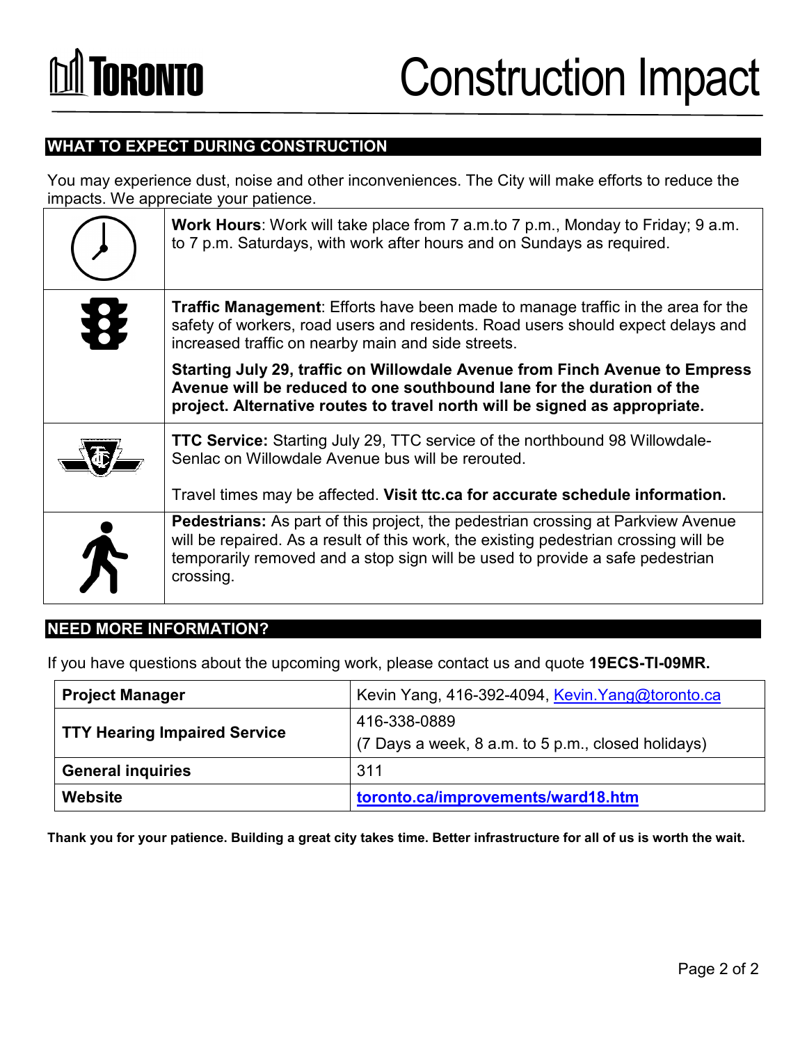# Construction Impact

## WHAT TO EXPECT DURING CONSTRUCTION

You may experience dust, noise and other inconveniences. The City will make efforts to reduce the impacts. We appreciate your patience.

| | |
|---|---|
| | **Work Hours**: Work will take place from 7 a.m.to 7 p.m., Monday to Friday; 9 a.m. to 7 p.m. Saturdays, with work after hours and on Sundays as required. |
| | **Traffic Management**: Efforts have been made to manage traffic in the area for the safety of workers, road users and residents. Road users should expect delays and increased traffic on nearby main and side streets.<br><br>**Starting July 29, traffic on Willowdale Avenue from Finch Avenue to Empress Avenue will be reduced to one southbound lane for the duration of the project. Alternative routes to travel north will be signed as appropriate.** |
| | **TTC Service:** Starting July 29, TTC service of the northbound 98 Willowdale-Senlac on Willowdale Avenue bus will be rerouted.<br><br>Travel times may be affected. **Visit ttc.ca for accurate schedule information.** |
| | **Pedestrians:** As part of this project, the pedestrian crossing at Parkview Avenue will be repaired. As a result of this work, the existing pedestrian crossing will be temporarily removed and a stop sign will be used to provide a safe pedestrian crossing. |

## NEED MORE INFORMATION?

If you have questions about the upcoming work, please contact us and quote **19ECS-TI-09MR.**

| | |
|---|---|
| **Project Manager** | Kevin Yang, 416-392-4094, Kevin.Yang@toronto.ca |
| **TTY Hearing Impaired Service** | 416-338-0889<br>(7 Days a week, 8 a.m. to 5 p.m., closed holidays) |
| **General inquiries** | 311 |
| **Website** | **toronto.ca/improvements/ward18.htm** |

**Thank you for your patience. Building a great city takes time. Better infrastructure for all of us is worth the wait.**